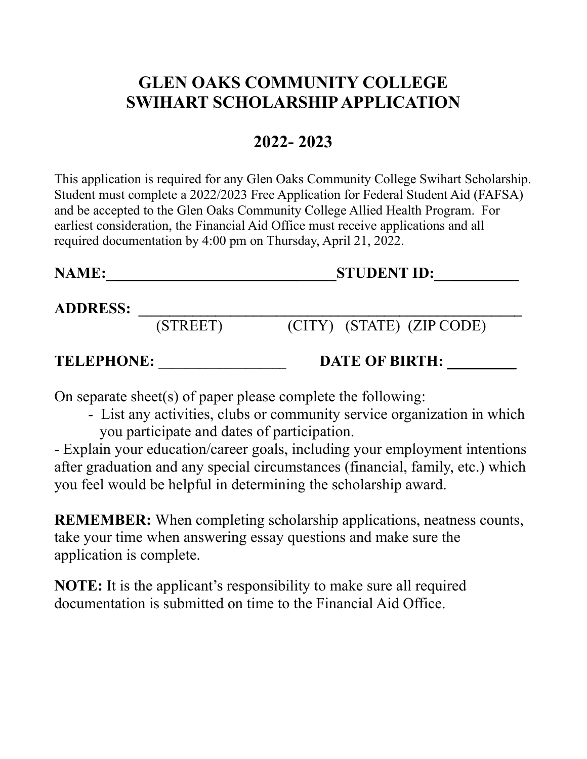# GLEN OAKS COMMUNITY COLLEGE
# SWIHART SCHOLARSHIP APPLICATION

## 2022- 2023

This application is required for any Glen Oaks Community College Swihart Scholarship. Student must complete a 2022/2023 Free Application for Federal Student Aid (FAFSA) and be accepted to the Glen Oaks Community College Allied Health Program. For earliest consideration, the Financial Aid Office must receive applications and all required documentation by 4:00 pm on Thursday, April 21, 2022.

**NAME:**_________________________________ **STUDENT ID:**__________

**ADDRESS:** ____________________________________________________
(STREET) (CITY) (STATE) (ZIP CODE)

**TELEPHONE:** _________________ **DATE OF BIRTH:** _________

On separate sheet(s) of paper please complete the following:

- List any activities, clubs or community service organization in which you participate and dates of participation.
- Explain your education/career goals, including your employment intentions after graduation and any special circumstances (financial, family, etc.) which you feel would be helpful in determining the scholarship award.

**REMEMBER:** When completing scholarship applications, neatness counts, take your time when answering essay questions and make sure the application is complete.

**NOTE:** It is the applicant's responsibility to make sure all required documentation is submitted on time to the Financial Aid Office.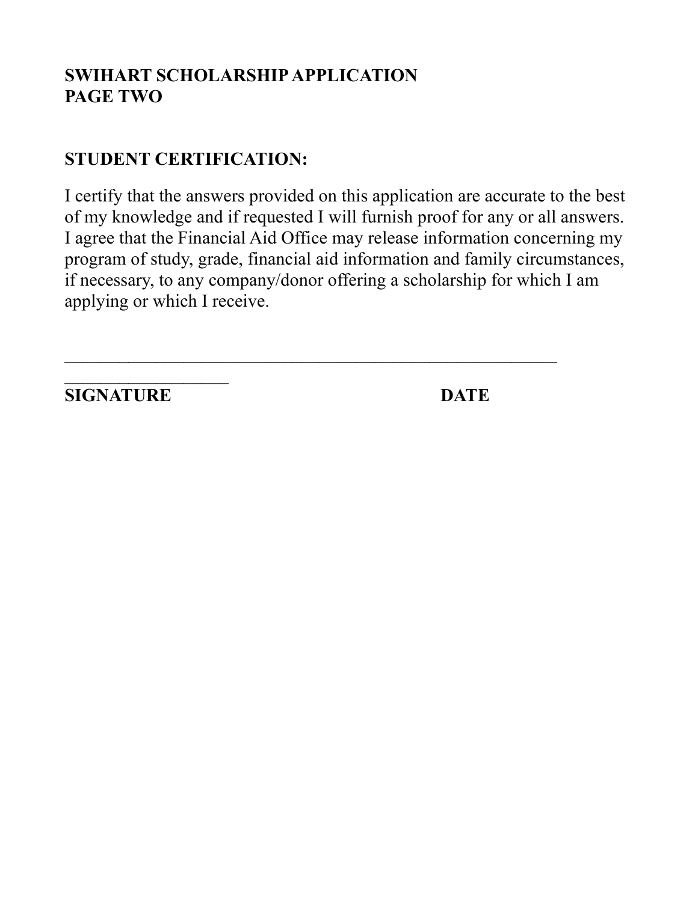**SWIHART SCHOLARSHIP APPLICATION**
**PAGE TWO**

**STUDENT CERTIFICATION:**

I certify that the answers provided on this application are accurate to the best of my knowledge and if requested I will furnish proof for any or all answers. I agree that the Financial Aid Office may release information concerning my program of study, grade, financial aid information and family circumstances, if necessary, to any company/donor offering a scholarship for which I am applying or which I receive.

\_\_\_\_\_\_\_\_\_\_\_\_\_\_\_\_\_\_\_\_\_\_\_\_\_\_\_\_\_\_\_\_\_\_\_\_\_\_\_\_\_\_\_\_\_\_\_\_\_\_\_\_\_\_\_\_\_\_\_\_\_\_\_\_\_\_\_\_\_\_\_\_\_\_\_\_\_\_\_\_\_\_

\_\_\_\_\_\_\_\_\_\_\_\_\_\_\_\_\_\_\_\_\_\_\_\_\_\_\_\_

**SIGNATURE** **DATE**